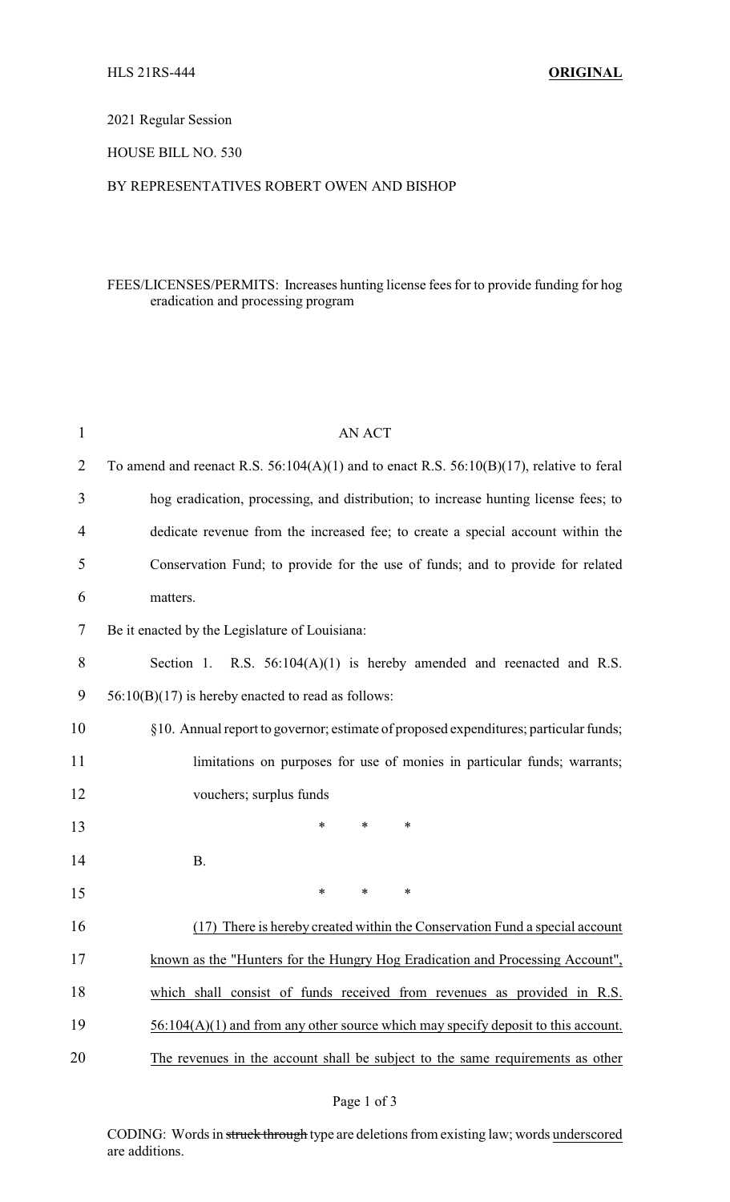HLS 21RS-444 **ORIGINAL**

2021 Regular Session

HOUSE BILL NO. 530

BY REPRESENTATIVES ROBERT OWEN AND BISHOP

FEES/LICENSES/PERMITS: Increases hunting license fees for to provide funding for hog eradication and processing program

AN ACT

To amend and reenact R.S. 56:104(A)(1) and to enact R.S. 56:10(B)(17), relative to feral hog eradication, processing, and distribution; to increase hunting license fees; to dedicate revenue from the increased fee; to create a special account within the Conservation Fund; to provide for the use of funds; and to provide for related matters.

Be it enacted by the Legislature of Louisiana:

Section 1. R.S. 56:104(A)(1) is hereby amended and reenacted and R.S. 56:10(B)(17) is hereby enacted to read as follows:

§10. Annual report to governor; estimate of proposed expenditures; particular funds; limitations on purposes for use of monies in particular funds; warrants; vouchers; surplus funds

\* \* \*

B.

\* \* \*

(17) There is hereby created within the Conservation Fund a special account known as the "Hunters for the Hungry Hog Eradication and Processing Account", which shall consist of funds received from revenues as provided in R.S. 56:104(A)(1) and from any other source which may specify deposit to this account. The revenues in the account shall be subject to the same requirements as other

CODING: Words in ~~struck through~~ type are deletions from existing law; words underscored are additions.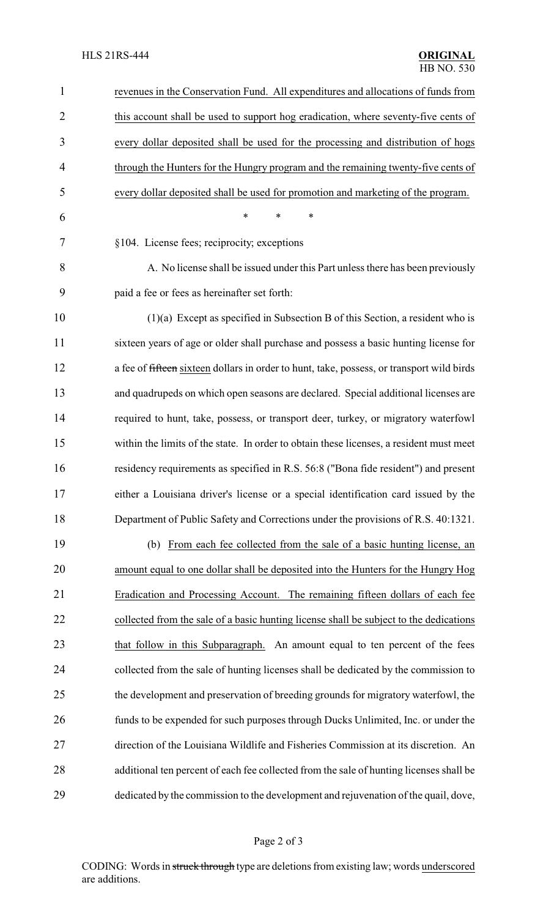revenues in the Conservation Fund. All expenditures and allocations of funds from this account shall be used to support hog eradication, where seventy-five cents of every dollar deposited shall be used for the processing and distribution of hogs through the Hunters for the Hungry program and the remaining twenty-five cents of every dollar deposited shall be used for promotion and marketing of the program.

\* \* \*

§104. License fees; reciprocity; exceptions

A. No license shall be issued under this Part unless there has been previously paid a fee or fees as hereinafter set forth:

(1)(a) Except as specified in Subsection B of this Section, a resident who is sixteen years of age or older shall purchase and possess a basic hunting license for a fee of ~~fifteen~~ sixteen dollars in order to hunt, take, possess, or transport wild birds and quadrupeds on which open seasons are declared. Special additional licenses are required to hunt, take, possess, or transport deer, turkey, or migratory waterfowl within the limits of the state. In order to obtain these licenses, a resident must meet residency requirements as specified in R.S. 56:8 ("Bona fide resident") and present either a Louisiana driver's license or a special identification card issued by the Department of Public Safety and Corrections under the provisions of R.S. 40:1321.

(b) From each fee collected from the sale of a basic hunting license, an amount equal to one dollar shall be deposited into the Hunters for the Hungry Hog Eradication and Processing Account. The remaining fifteen dollars of each fee collected from the sale of a basic hunting license shall be subject to the dedications that follow in this Subparagraph. An amount equal to ten percent of the fees collected from the sale of hunting licenses shall be dedicated by the commission to the development and preservation of breeding grounds for migratory waterfowl, the funds to be expended for such purposes through Ducks Unlimited, Inc. or under the direction of the Louisiana Wildlife and Fisheries Commission at its discretion. An additional ten percent of each fee collected from the sale of hunting licenses shall be dedicated by the commission to the development and rejuvenation of the quail, dove,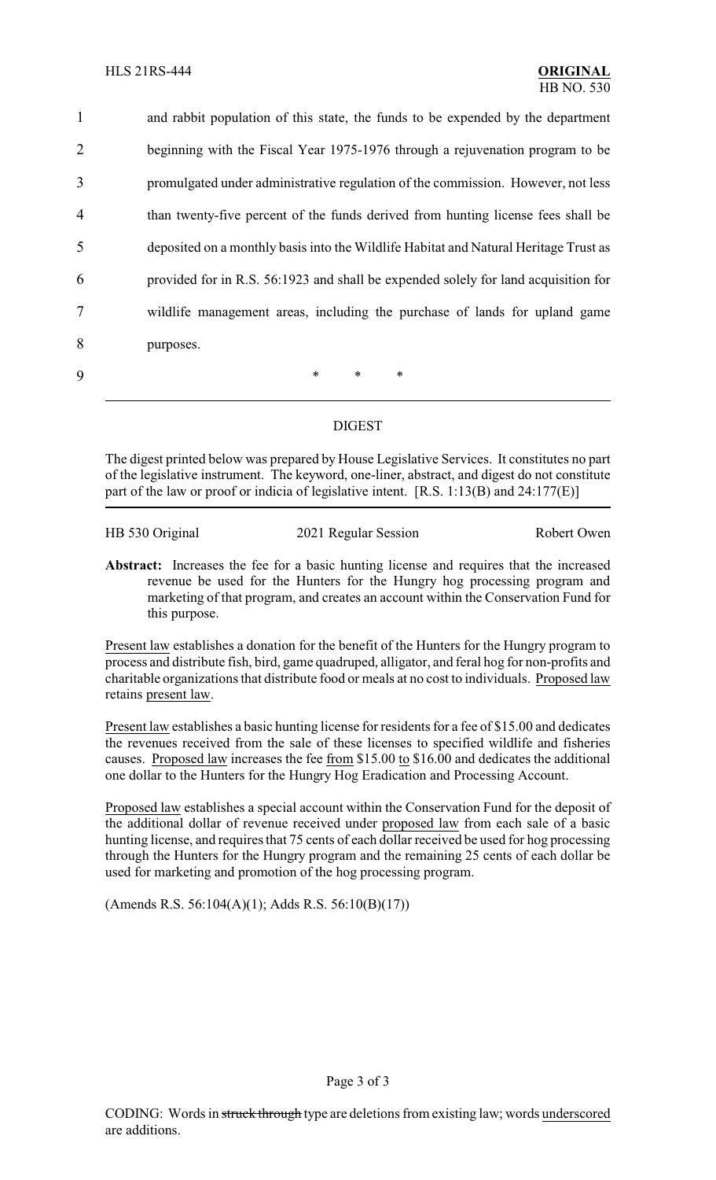1 and rabbit population of this state, the funds to be expended by the department
2 beginning with the Fiscal Year 1975-1976 through a rejuvenation program to be
3 promulgated under administrative regulation of the commission. However, not less
4 than twenty-five percent of the funds derived from hunting license fees shall be
5 deposited on a monthly basis into the Wildlife Habitat and Natural Heritage Trust as
6 provided for in R.S. 56:1923 and shall be expended solely for land acquisition for
7 wildlife management areas, including the purchase of lands for upland game
8 purposes.
9 * * *

## DIGEST

The digest printed below was prepared by House Legislative Services. It constitutes no part of the legislative instrument. The keyword, one-liner, abstract, and digest do not constitute part of the law or proof or indicia of legislative intent. [R.S. 1:13(B) and 24:177(E)]

HB 530 Original | 2021 Regular Session | Robert Owen

**Abstract:** Increases the fee for a basic hunting license and requires that the increased revenue be used for the Hunters for the Hungry hog processing program and marketing of that program, and creates an account within the Conservation Fund for this purpose.

Present law establishes a donation for the benefit of the Hunters for the Hungry program to process and distribute fish, bird, game quadruped, alligator, and feral hog for non-profits and charitable organizations that distribute food or meals at no cost to individuals. Proposed law retains present law.

Present law establishes a basic hunting license for residents for a fee of $15.00 and dedicates the revenues received from the sale of these licenses to specified wildlife and fisheries causes. Proposed law increases the fee from $15.00 to $16.00 and dedicates the additional one dollar to the Hunters for the Hungry Hog Eradication and Processing Account.

Proposed law establishes a special account within the Conservation Fund for the deposit of the additional dollar of revenue received under proposed law from each sale of a basic hunting license, and requires that 75 cents of each dollar received be used for hog processing through the Hunters for the Hungry program and the remaining 25 cents of each dollar be used for marketing and promotion of the hog processing program.

(Amends R.S. 56:104(A)(1); Adds R.S. 56:10(B)(17))

CODING: Words in ~~struck through~~ type are deletions from existing law; words underscored are additions.